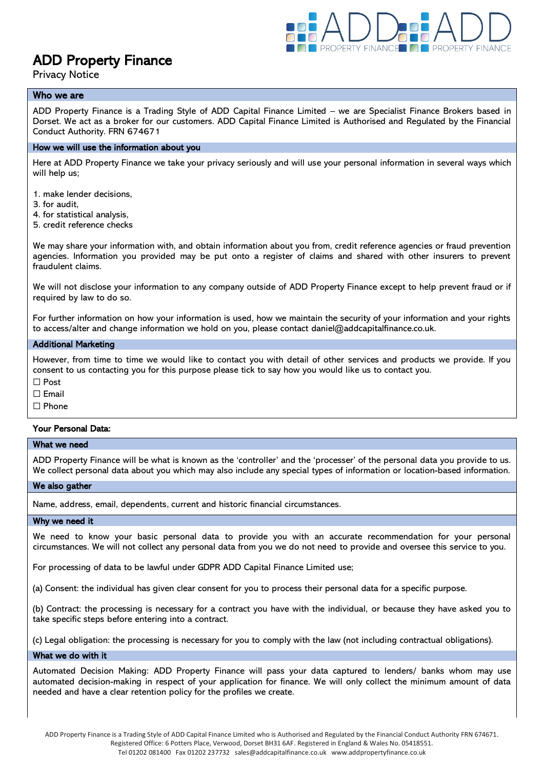# ADD Property Finance

Privacy Notice

## Who we are

ADD Property Finance is a Trading Style of ADD Capital Finance Limited – we are Specialist Finance Brokers based in Dorset. We act as a broker for our customers. ADD Capital Finance Limited is Authorised and Regulated by the Financial Conduct Authority. FRN 674671

## How we will use the information about you

Here at ADD Property Finance we take your privacy seriously and will use your personal information in several ways which will help us;

1. make lender decisions,
3. for audit,
4. for statistical analysis,
5. credit reference checks

We may share your information with, and obtain information about you from, credit reference agencies or fraud prevention agencies. Information you provided may be put onto a register of claims and shared with other insurers to prevent fraudulent claims.

We will not disclose your information to any company outside of ADD Property Finance except to help prevent fraud or if required by law to do so.

For further information on how your information is used, how we maintain the security of your information and your rights to access/alter and change information we hold on you, please contact daniel@addcapitalfinance.co.uk.

## Additional Marketing

However, from time to time we would like to contact you with detail of other services and products we provide. If you consent to us contacting you for this purpose please tick to say how you would like us to contact you.

☐ Post
☐ Email
☐ Phone

**Your Personal Data:**

## What we need

ADD Property Finance will be what is known as the 'controller' and the 'processer' of the personal data you provide to us. We collect personal data about you which may also include any special types of information or location-based information.

## We also gather

Name, address, email, dependents, current and historic financial circumstances.

## Why we need it

We need to know your basic personal data to provide you with an accurate recommendation for your personal circumstances. We will not collect any personal data from you we do not need to provide and oversee this service to you.

For processing of data to be lawful under GDPR ADD Capital Finance Limited use;

(a) Consent: the individual has given clear consent for you to process their personal data for a specific purpose.

(b) Contract: the processing is necessary for a contract you have with the individual, or because they have asked you to take specific steps before entering into a contract.

(c) Legal obligation: the processing is necessary for you to comply with the law (not including contractual obligations).

## What we do with it

Automated Decision Making: ADD Property Finance will pass your data captured to lenders/ banks whom may use automated decision-making in respect of your application for finance. We will only collect the minimum amount of data needed and have a clear retention policy for the profiles we create.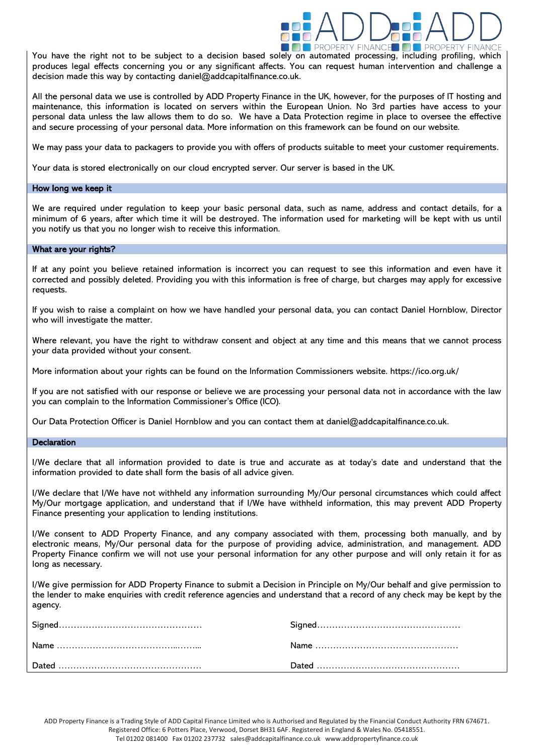You have the right not to be subject to a decision based solely on automated processing, including profiling, which produces legal effects concerning you or any significant affects. You can request human intervention and challenge a decision made this way by contacting daniel@addcapitalfinance.co.uk.

All the personal data we use is controlled by ADD Property Finance in the UK, however, for the purposes of IT hosting and maintenance, this information is located on servers within the European Union. No 3rd parties have access to your personal data unless the law allows them to do so. We have a Data Protection regime in place to oversee the effective and secure processing of your personal data. More information on this framework can be found on our website.

We may pass your data to packagers to provide you with offers of products suitable to meet your customer requirements.

Your data is stored electronically on our cloud encrypted server. Our server is based in the UK.

## How long we keep it

We are required under regulation to keep your basic personal data, such as name, address and contact details, for a minimum of 6 years, after which time it will be destroyed. The information used for marketing will be kept with us until you notify us that you no longer wish to receive this information.

## What are your rights?

If at any point you believe retained information is incorrect you can request to see this information and even have it corrected and possibly deleted. Providing you with this information is free of charge, but charges may apply for excessive requests.

If you wish to raise a complaint on how we have handled your personal data, you can contact Daniel Hornblow, Director who will investigate the matter.

Where relevant, you have the right to withdraw consent and object at any time and this means that we cannot process your data provided without your consent.

More information about your rights can be found on the Information Commissioners website. https://ico.org.uk/

If you are not satisfied with our response or believe we are processing your personal data not in accordance with the law you can complain to the Information Commissioner's Office (ICO).

Our Data Protection Officer is Daniel Hornblow and you can contact them at daniel@addcapitalfinance.co.uk.

## Declaration

I/We declare that all information provided to date is true and accurate as at today's date and understand that the information provided to date shall form the basis of all advice given.

I/We declare that I/We have not withheld any information surrounding My/Our personal circumstances which could affect My/Our mortgage application, and understand that if I/We have withheld information, this may prevent ADD Property Finance presenting your application to lending institutions.

I/We consent to ADD Property Finance, and any company associated with them, processing both manually, and by electronic means, My/Our personal data for the purpose of providing advice, administration, and management. ADD Property Finance confirm we will not use your personal information for any other purpose and will only retain it for as long as necessary.

I/We give permission for ADD Property Finance to submit a Decision in Principle on My/Our behalf and give permission to the lender to make enquiries with credit reference agencies and understand that a record of any check may be kept by the agency.

| | |
|---|---|
| Signed……………………………………………… | Signed……………………………………………… |
| Name ………………………………………..……... | Name ……………………………………………… |
| Dated ……………………………………………… | Dated ……………………………………………… |

ADD Property Finance is a Trading Style of ADD Capital Finance Limited who is Authorised and Regulated by the Financial Conduct Authority FRN 674671.
Registered Office: 6 Potters Place, Verwood, Dorset BH31 6AF. Registered in England & Wales No. 05418551.
Tel 01202 081400 Fax 01202 237732 sales@addcapitalfinance.co.uk www.addpropertyfinance.co.uk